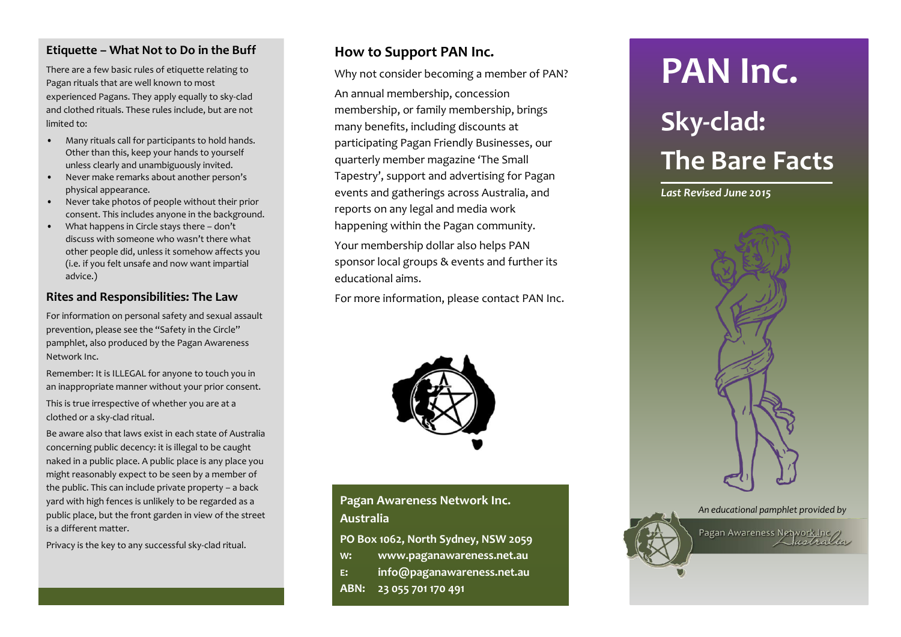### Etiquette – What Not to Do in the Buff

There are a few basic rules of etiquette relating to Pagan rituals that are well known to most experienced Pagans. They apply equally to sky-clad and clothed rituals. These rules include, but are not limited to:

- Many rituals call for participants to hold hands. Other than this, keep your hands to yourself unless clearly and unambiguously invited.
- Never make remarks about another person's physical appearance.
- Never take photos of people without their prior consent. This includes anyone in the background.
- What happens in Circle stays there – don't discuss with someone who wasn't there what other people did, unless it somehow affects you (i.e. if you felt unsafe and now want impartial advice.)

### Rites and Responsibilities: The Law

For information on personal safety and sexual assault prevention, please see the "Safety in the Circle" pamphlet, also produced by the Pagan Awareness Network Inc.

Remember: It is ILLEGAL for anyone to touch you in an inappropriate manner without your prior consent.

This is true irrespective of whether you are at a clothed or a sky-clad ritual.

Be aware also that laws exist in each state of Australia concerning public decency: it is illegal to be caught naked in a public place. A public place is any place you might reasonably expect to be seen by a member of the public. This can include private property – a back yard with high fences is unlikely to be regarded as a public place, but the front garden in view of the street is a different matter.

Privacy is the key to any successful sky-clad ritual.

## How to Support PAN Inc.

Why not consider becoming a member of PAN?

An annual membership, concession membership, or family membership, brings many benefits, including discounts at participating Pagan Friendly Businesses, our quarterly member magazine 'The Small Tapestry', support and advertising for Pagan events and gatherings across Australia, and reports on any legal and media work happening within the Pagan community.

Your membership dollar also helps PAN sponsor local groups & events and further its educational aims.

For more information, please contact PAN Inc.

**Pagan Awareness Network Inc. Australia**

**PO Box 1062, North Sydney, NSW 2059**

**W:** www.paganawareness.net.au

**E:** info@paganawareness.net.au

**ABN:** 23 055 701 170 491

# PAN Inc.

# Sky-clad: The Bare Facts

***Last Revised June 2015***

*An educational pamphlet provided by*

Pagan Awareness Network Inc Australia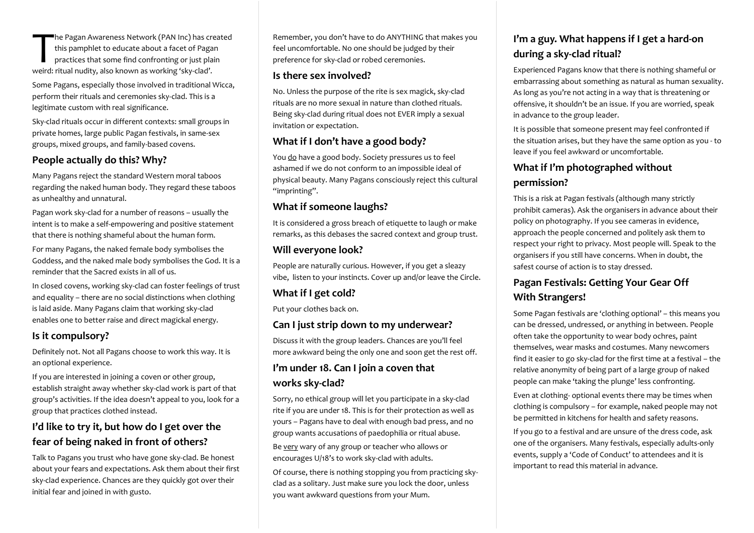The Pagan Awareness Network (PAN Inc) has created this pamphlet to educate about a facet of Pagan practices that some find confronting or just plain weird: ritual nudity, also known as working 'sky-clad'.

Some Pagans, especially those involved in traditional Wicca, perform their rituals and ceremonies sky-clad. This is a legitimate custom with real significance.

Sky-clad rituals occur in different contexts: small groups in private homes, large public Pagan festivals, in same-sex groups, mixed groups, and family-based covens.

## People actually do this? Why?

Many Pagans reject the standard Western moral taboos regarding the naked human body. They regard these taboos as unhealthy and unnatural.

Pagan work sky-clad for a number of reasons – usually the intent is to make a self-empowering and positive statement that there is nothing shameful about the human form.

For many Pagans, the naked female body symbolises the Goddess, and the naked male body symbolises the God. It is a reminder that the Sacred exists in all of us.

In closed covens, working sky-clad can foster feelings of trust and equality – there are no social distinctions when clothing is laid aside. Many Pagans claim that working sky-clad enables one to better raise and direct magickal energy.

## Is it compulsory?

Definitely not. Not all Pagans choose to work this way. It is an optional experience.

If you are interested in joining a coven or other group, establish straight away whether sky-clad work is part of that group's activities. If the idea doesn't appeal to you, look for a group that practices clothed instead.

## I'd like to try it, but how do I get over the fear of being naked in front of others?

Talk to Pagans you trust who have gone sky-clad. Be honest about your fears and expectations. Ask them about their first sky-clad experience. Chances are they quickly got over their initial fear and joined in with gusto.

Remember, you don't have to do ANYTHING that makes you feel uncomfortable. No one should be judged by their preference for sky-clad or robed ceremonies.

## Is there sex involved?

No. Unless the purpose of the rite is sex magick, sky-clad rituals are no more sexual in nature than clothed rituals. Being sky-clad during ritual does not EVER imply a sexual invitation or expectation.

## What if I don't have a good body?

You do have a good body. Society pressures us to feel ashamed if we do not conform to an impossible ideal of physical beauty. Many Pagans consciously reject this cultural "imprinting".

## What if someone laughs?

It is considered a gross breach of etiquette to laugh or make remarks, as this debases the sacred context and group trust.

## Will everyone look?

People are naturally curious. However, if you get a sleazy vibe, listen to your instincts. Cover up and/or leave the Circle.

## What if I get cold?

Put your clothes back on.

## Can I just strip down to my underwear?

Discuss it with the group leaders. Chances are you'll feel more awkward being the only one and soon get the rest off.

## I'm under 18. Can I join a coven that works sky-clad?

Sorry, no ethical group will let you participate in a sky-clad rite if you are under 18. This is for their protection as well as yours – Pagans have to deal with enough bad press, and no group wants accusations of paedophilia or ritual abuse.

Be very wary of any group or teacher who allows or encourages U/18's to work sky-clad with adults.

Of course, there is nothing stopping you from practicing sky-clad as a solitary. Just make sure you lock the door, unless you want awkward questions from your Mum.

## I'm a guy. What happens if I get a hard-on during a sky-clad ritual?

Experienced Pagans know that there is nothing shameful or embarrassing about something as natural as human sexuality. As long as you're not acting in a way that is threatening or offensive, it shouldn't be an issue. If you are worried, speak in advance to the group leader.

It is possible that someone present may feel confronted if the situation arises, but they have the same option as you - to leave if you feel awkward or uncomfortable.

## What if I'm photographed without permission?

This is a risk at Pagan festivals (although many strictly prohibit cameras). Ask the organisers in advance about their policy on photography. If you see cameras in evidence, approach the people concerned and politely ask them to respect your right to privacy. Most people will. Speak to the organisers if you still have concerns. When in doubt, the safest course of action is to stay dressed.

## Pagan Festivals: Getting Your Gear Off With Strangers!

Some Pagan festivals are 'clothing optional' – this means you can be dressed, undressed, or anything in between. People often take the opportunity to wear body ochres, paint themselves, wear masks and costumes. Many newcomers find it easier to go sky-clad for the first time at a festival – the relative anonymity of being part of a large group of naked people can make 'taking the plunge' less confronting.

Even at clothing- optional events there may be times when clothing is compulsory – for example, naked people may not be permitted in kitchens for health and safety reasons.

If you go to a festival and are unsure of the dress code, ask one of the organisers. Many festivals, especially adults-only events, supply a 'Code of Conduct' to attendees and it is important to read this material in advance.